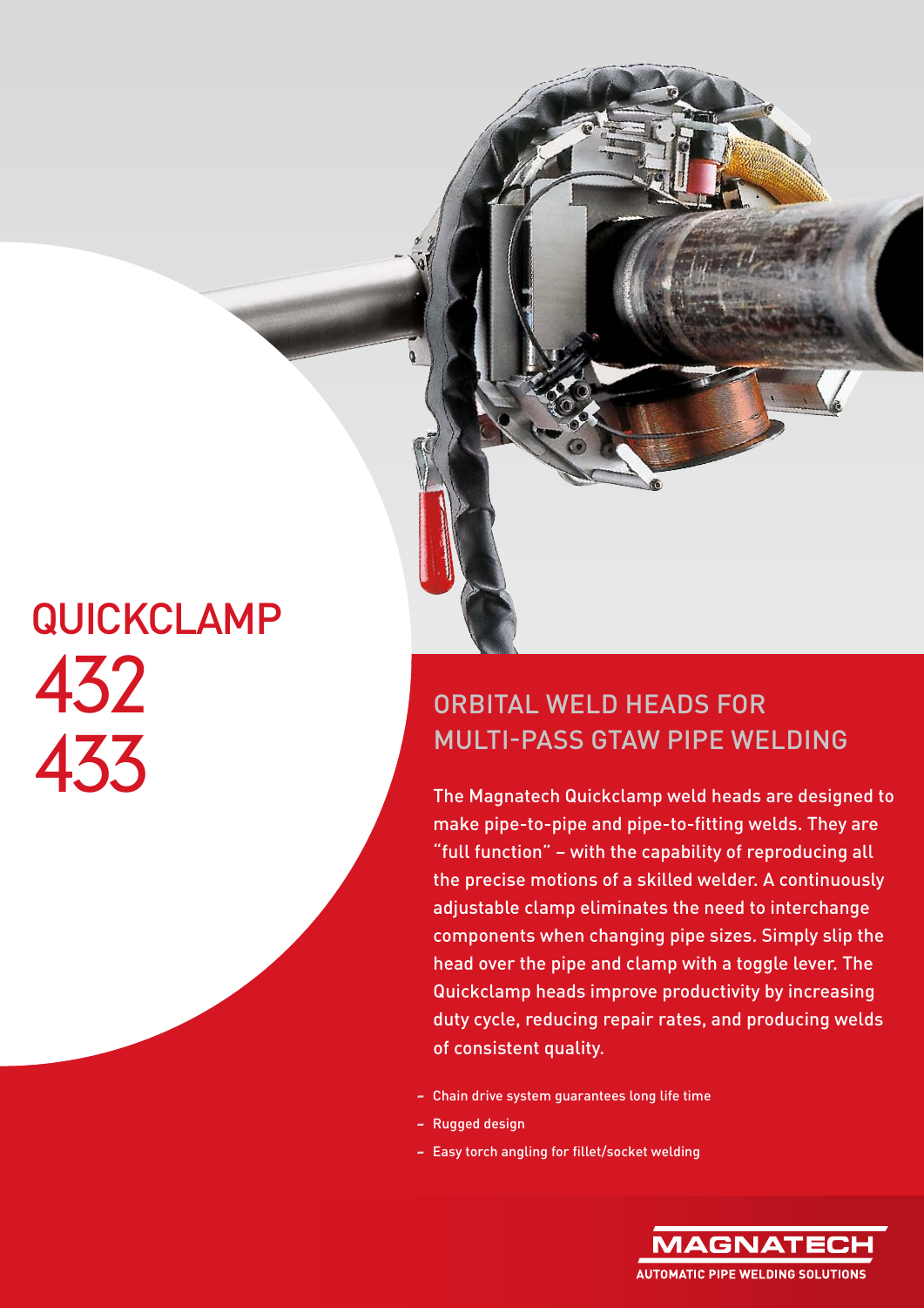# QUICKCLAMP 432 433

## ORBITAL WELD HEADS FOR MULTI-PASS GTAW PIPE WELDING

The Magnatech Quickclamp weld heads are designed to make pipe-to-pipe and pipe-to-fitting welds. They are "full function" – with the capability of reproducing all the precise motions of a skilled welder. A continuously adjustable clamp eliminates the need to interchange components when changing pipe sizes. Simply slip the head over the pipe and clamp with a toggle lever. The Quickclamp heads improve productivity by increasing duty cycle, reducing repair rates, and producing welds of consistent quality.

- Chain drive system guarantees long life time
- Rugged design
- Easy torch angling for fillet/socket welding

MAGNATECH
AUTOMATIC PIPE WELDING SOLUTIONS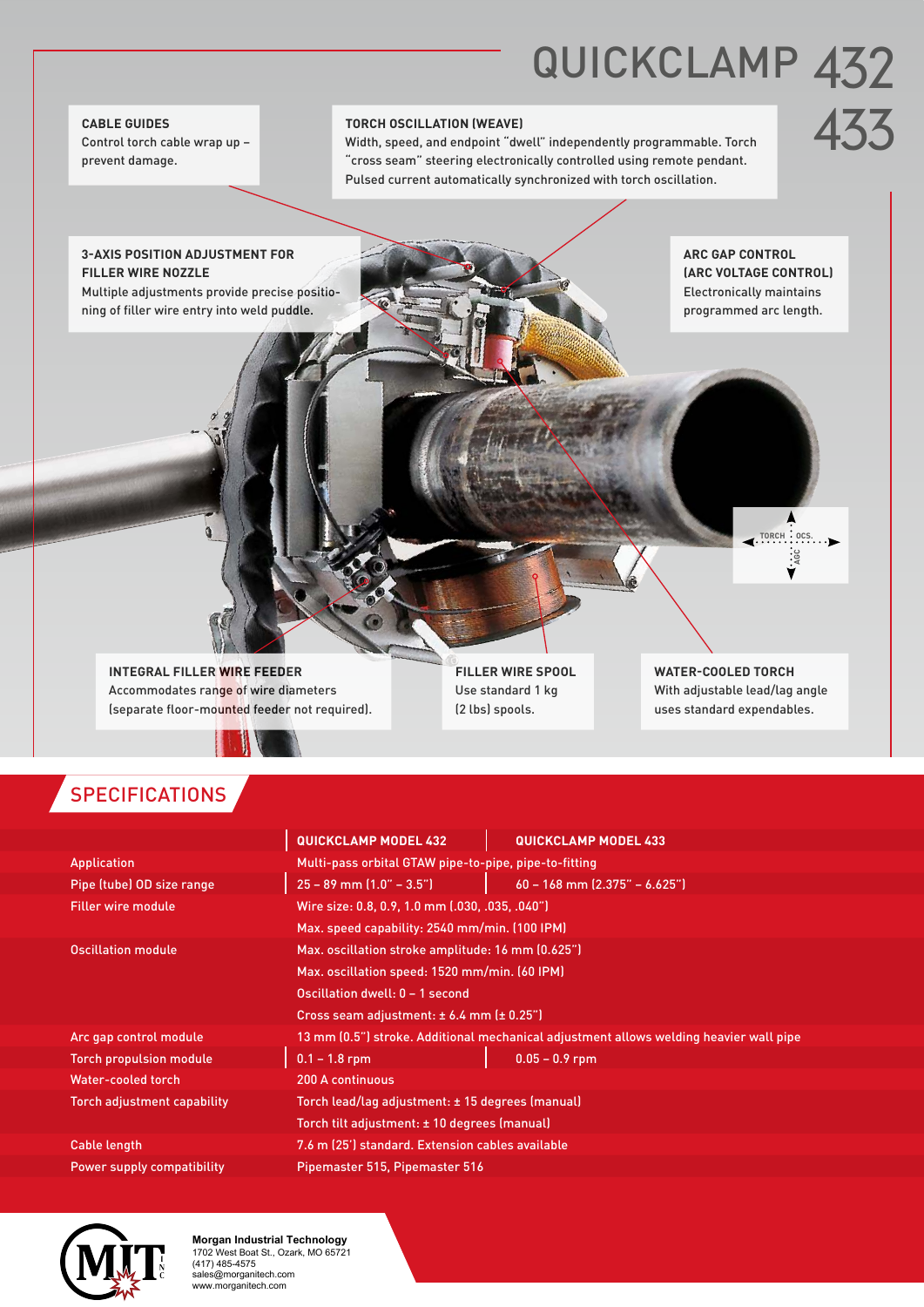# QUICKCLAMP 432 433

**CABLE GUIDES**
Control torch cable wrap up – prevent damage.

**TORCH OSCILLATION (WEAVE)**
Width, speed, and endpoint "dwell" independently programmable. Torch "cross seam" steering electronically controlled using remote pendant. Pulsed current automatically synchronized with torch oscillation.

**3-AXIS POSITION ADJUSTMENT FOR FILLER WIRE NOZZLE**
Multiple adjustments provide precise positioning of filler wire entry into weld puddle.

**ARC GAP CONTROL (ARC VOLTAGE CONTROL)**
Electronically maintains programmed arc length.

TORCH
OCS.
AGC

**INTEGRAL FILLER WIRE FEEDER**
Accommodates range of wire diameters (separate floor-mounted feeder not required).

**FILLER WIRE SPOOL**
Use standard 1 kg (2 lbs) spools.

**WATER-COOLED TORCH**
With adjustable lead/lag angle uses standard expendables.

## SPECIFICATIONS

| | QUICKCLAMP MODEL 432 | QUICKCLAMP MODEL 433 |
|---|---|---|
| Application | Multi-pass orbital GTAW pipe-to-pipe, pipe-to-fitting | |
| Pipe (tube) OD size range | 25 – 89 mm (1.0" – 3.5") | 60 – 168 mm (2.375" – 6.625") |
| Filler wire module | Wire size: 0.8, 0.9, 1.0 mm (.030, .035, .040") | |
| | Max. speed capability: 2540 mm/min. (100 IPM) | |
| Oscillation module | Max. oscillation stroke amplitude: 16 mm (0.625") | |
| | Max. oscillation speed: 1520 mm/min. (60 IPM) | |
| | Oscillation dwell: 0 – 1 second | |
| | Cross seam adjustment: ± 6.4 mm (± 0.25") | |
| Arc gap control module | 13 mm (0.5") stroke. Additional mechanical adjustment allows welding heavier wall pipe | |
| Torch propulsion module | 0.1 – 1.8 rpm | 0.05 – 0.9 rpm |
| Water-cooled torch | 200 A continuous | |
| Torch adjustment capability | Torch lead/lag adjustment: ± 15 degrees (manual) | |
| | Torch tilt adjustment: ± 10 degrees (manual) | |
| Cable length | 7.6 m (25') standard. Extension cables available | |
| Power supply compatibility | Pipemaster 515, Pipemaster 516 | |

**Morgan Industrial Technology**
1702 West Boat St., Ozark, MO 65721
(417) 485-4575
sales@morganitech.com
www.morganitech.com